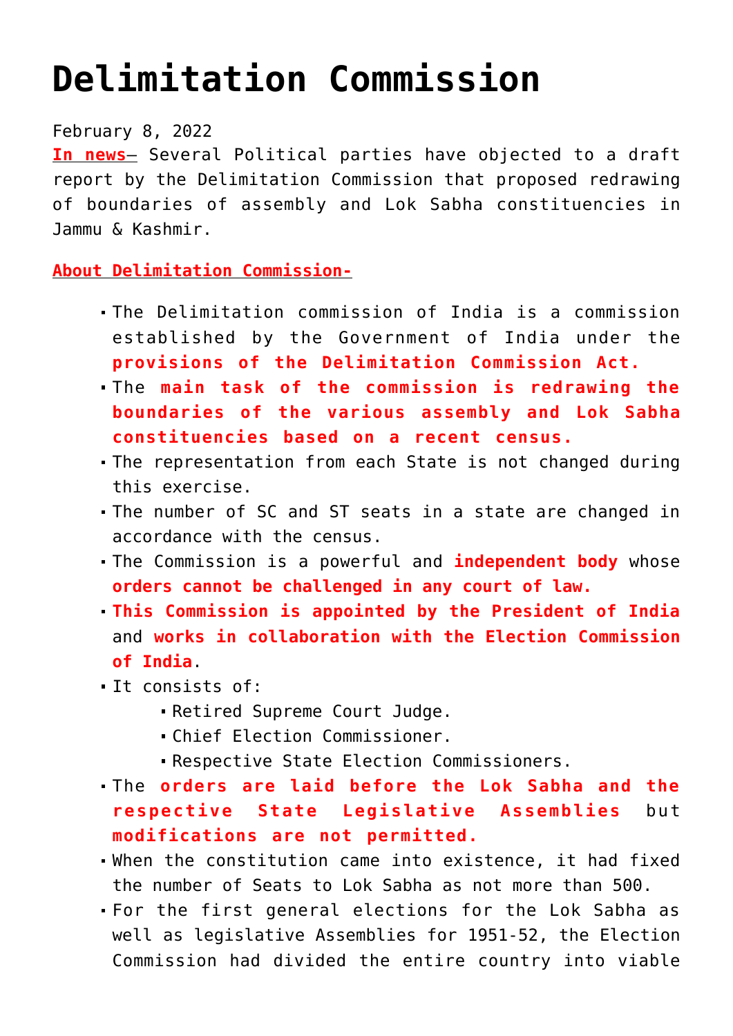# Delimitation Commission

February 8, 2022

**In news**– Several Political parties have objected to a draft report by the Delimitation Commission that proposed redrawing of boundaries of assembly and Lok Sabha constituencies in Jammu & Kashmir.

**About Delimitation Commission-**

- The Delimitation commission of India is a commission established by the Government of India under the **provisions of the Delimitation Commission Act.**
- The **main task of the commission is redrawing the boundaries of the various assembly and Lok Sabha constituencies based on a recent census.**
- The representation from each State is not changed during this exercise.
- The number of SC and ST seats in a state are changed in accordance with the census.
- The Commission is a powerful and **independent body** whose **orders cannot be challenged in any court of law.**
- **This Commission is appointed by the President of India** and **works in collaboration with the Election Commission of India**.
- It consists of:
  - Retired Supreme Court Judge.
  - Chief Election Commissioner.
  - Respective State Election Commissioners.
- The **orders are laid before the Lok Sabha and the respective State Legislative Assemblies** but **modifications are not permitted.**
- When the constitution came into existence, it had fixed the number of Seats to Lok Sabha as not more than 500.
- For the first general elections for the Lok Sabha as well as legislative Assemblies for 1951-52, the Election Commission had divided the entire country into viable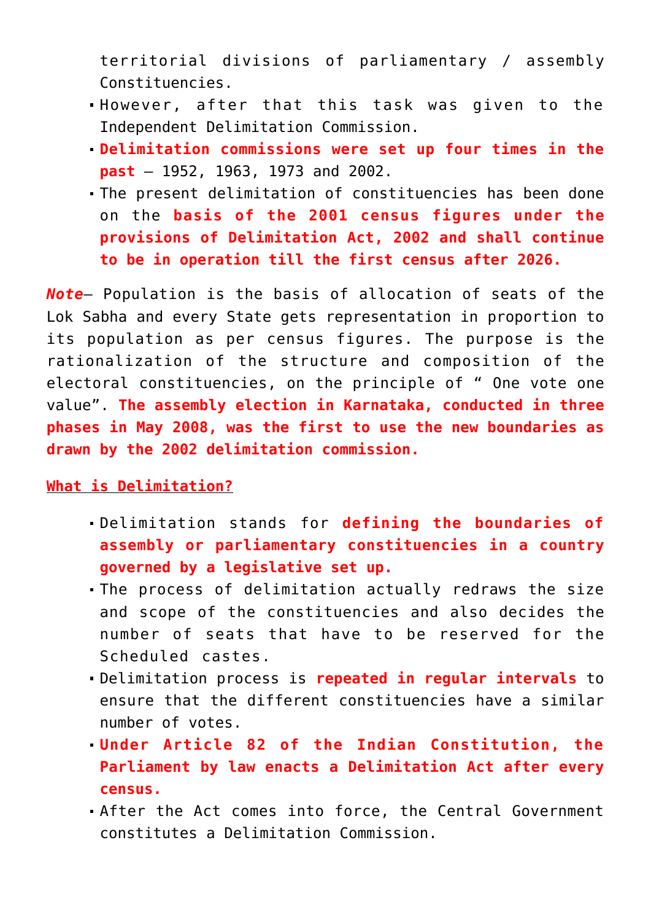territorial divisions of parliamentary / assembly Constituencies.

- However, after that this task was given to the Independent Delimitation Commission.
- **Delimitation commissions were set up four times in the past** – 1952, 1963, 1973 and 2002.
- The present delimitation of constituencies has been done on the **basis of the 2001 census figures under the provisions of Delimitation Act, 2002 and shall continue to be in operation till the first census after 2026.**

***Note***– Population is the basis of allocation of seats of the Lok Sabha and every State gets representation in proportion to its population as per census figures. The purpose is the rationalization of the structure and composition of the electoral constituencies, on the principle of " One vote one value". **The assembly election in Karnataka, conducted in three phases in May 2008, was the first to use the new boundaries as drawn by the 2002 delimitation commission.**

## What is Delimitation?

- Delimitation stands for **defining the boundaries of assembly or parliamentary constituencies in a country governed by a legislative set up.**
- The process of delimitation actually redraws the size and scope of the constituencies and also decides the number of seats that have to be reserved for the Scheduled castes.
- Delimitation process is **repeated in regular intervals** to ensure that the different constituencies have a similar number of votes.
- **Under Article 82 of the Indian Constitution, the Parliament by law enacts a Delimitation Act after every census.**
- After the Act comes into force, the Central Government constitutes a Delimitation Commission.